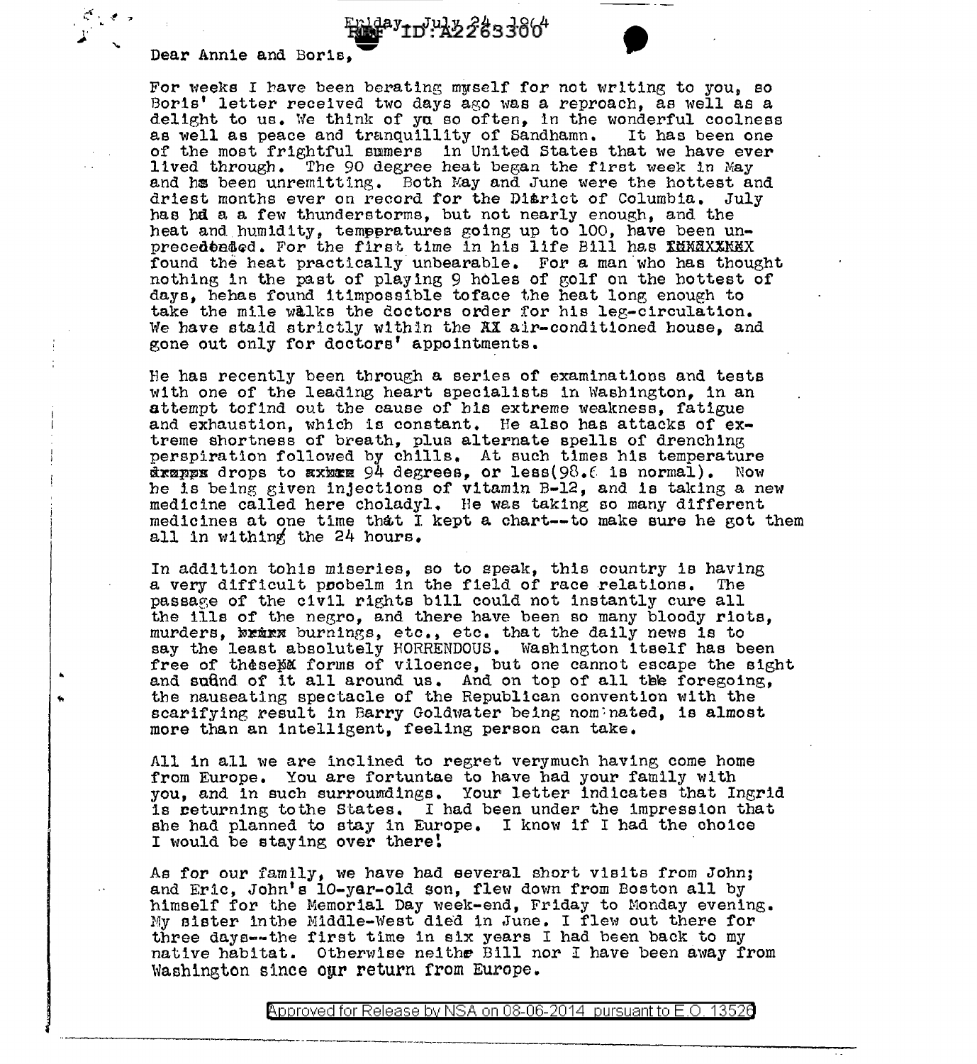Friday, July 24, 1964

Dear Annie and Boris,

For weeks I have been berating myself for not writing to you, so Boris' letter received two days ago was a reproach, as well as a delight to us. We think of yu so often, in the wonderful coolness as well as peace and tranquillity of Sandhamn. It has been one of the most frightful summers in United States that we have ever lived through. The 90 degree heat began the first week in May and hs been unremitting. Both May and June were the hottest and driest months ever on record for the District of Columbia. July has hd a a few thunderstorms, but not nearly enough, and the heat and humidity, tempperatures going up to 100, have been unprecedented. For the first time in his life Bill has XXXXXXXXX found the heat practically unbearable. For a man who has thought nothing in the past of playing 9 holes of golf on the hottest of days, hehas found itimpossible toface the heat long enough to take the mile walks the doctors order for his leg-circulation. We have staid strictly within the XX air-conditioned house, and gone out only for doctors' appointments.

He has recently been through a series of examinations and tests with one of the leading heart specialists in Washington, in an attempt tofind out the cause of his extreme weakness, fatigue and exhaustion, which is constant. He also has attacks of extreme shortness of breath, plus alternate spells of drenching perspiration followed by chills. At such times his temperature xxxxxx drops to xxxxx 94 degrees, or less(98.6 is normal). Now he is being given injections of vitamin B-12, and is taking a new medicine called here choladyl. He was taking so many different medicines at one time that I kept a chart--to make sure he got them all in withing the 24 hours.

In addition tohis miseries, so to speak, this country is having a very difficult proobelm in the field of race relations. The passage of the civil rights bill could not instantly cure all the ills of the negro, and there have been so many bloody riots, murders, xxxxx burnings, etc., etc. that the daily news is to say the least absolutely HORRENDOUS. Washington itself has been free of thesexx forms of viloence, but one cannot escape the sight and sound of it all around us. And on top of all the foregoing, the nauseating spectacle of the Republican convention with the scarifying result in Barry Goldwater being nominated, is almost more than an intelligent, feeling person can take.

All in all we are inclined to regret verymuch having come home from Europe. You are fortuntae to have had your family with you, and in such surroumdings. Your letter indicates that Ingrid is returning tothe States. I had been under the impression that she had planned to stay in Europe. I know if I had the choice I would be staying over there!

As for our family, we have had several short visits from John; and Eric, John's 10-yar-old son, flew down from Boston all by himself for the Memorial Day week-end, Friday to Monday evening. My sister inthe Middle-West died in June. I flew out there for three days--the first time in six years I had been back to my native habitat. Otherwise neithe Bill nor I have been away from Washington since our return from Europe.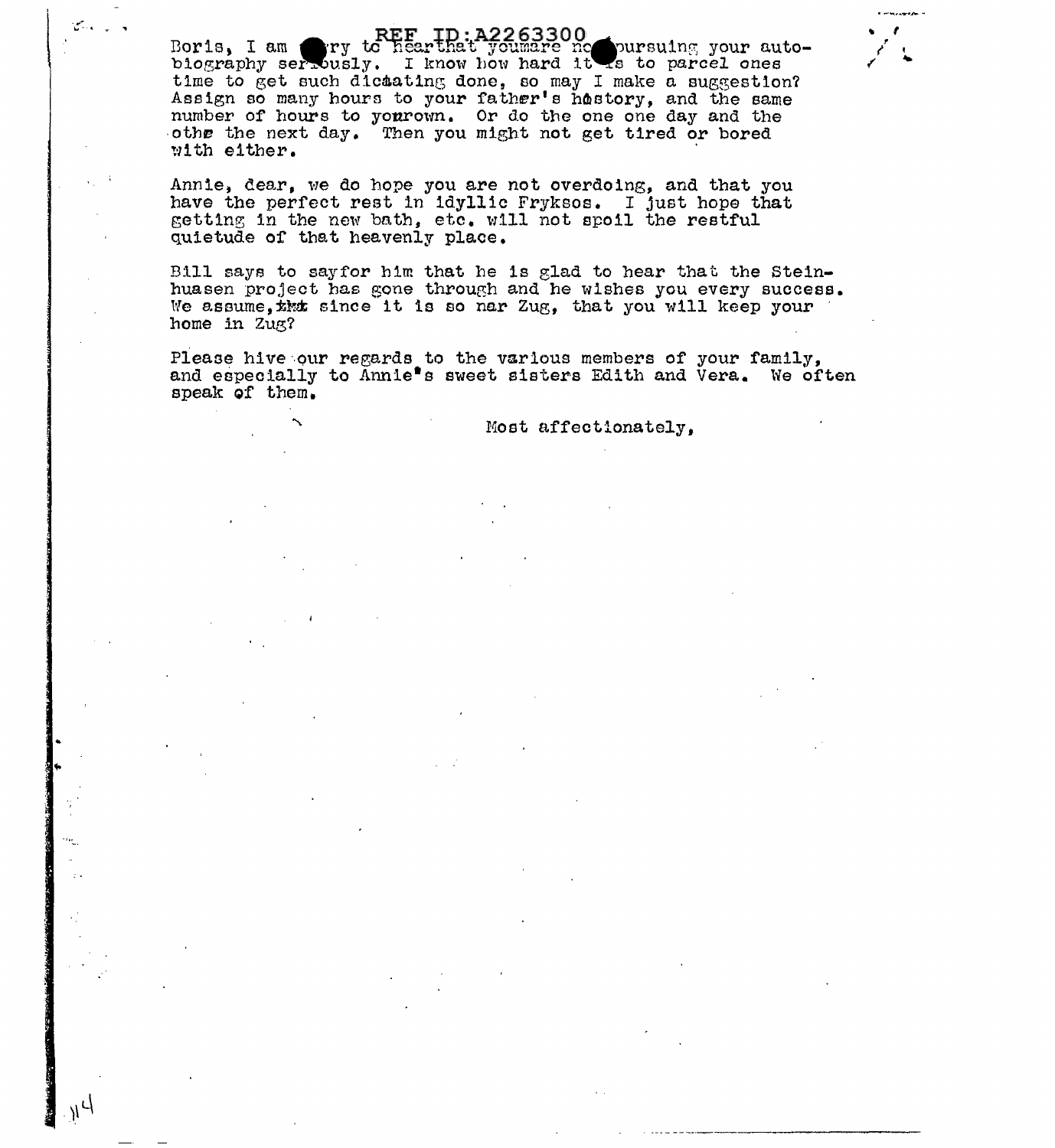Boris, I am sorry to hear that youmare not pursuing your autobiography seriously. I know how hard it is to parcel ones time to get such dicdating done, so may I make a suggestion? Assign so many hours to your father's hdstory, and the same number of hours to yourown. Or do the one one day and the othe the next day. Then you might not get tired or bored with either.

Annie, dear, we do hope you are not overdoing, and that you have the perfect rest in idyllic Fryksos. I just hope that getting in the new bath, etc. will not spoil the restful quietude of that heavenly place.

Bill says to sayfor him that he is glad to hear that the Steinhuasen project has gone through and he wishes you every success. We assume, that since it is so nar Zug, that you will keep your home in Zug?

Please hive our regards to the various members of your family, and especially to Annie's sweet sisters Edith and Vera. We often speak of them.

Most affectionately,